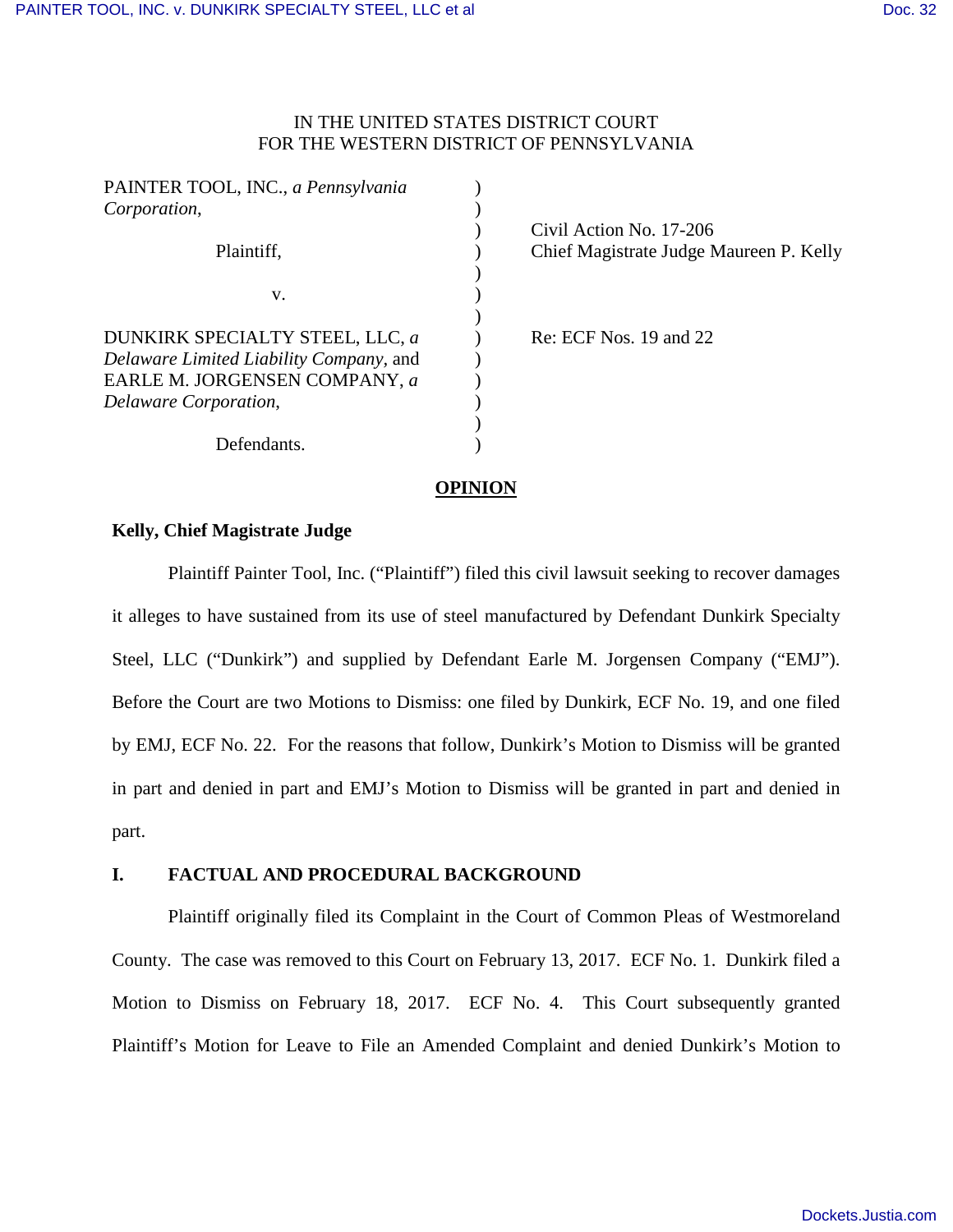IN THE UNITED STATES DISTRICT COURT
FOR THE WESTERN DISTRICT OF PENNSYLVANIA

| | | |
|---|---|---|
| PAINTER TOOL, INC., *a Pennsylvania Corporation*, | ) | |
| | ) | Civil Action No. 17-206 |
| Plaintiff, | ) | Chief Magistrate Judge Maureen P. Kelly |
| v. | ) | |
| | ) | |
| DUNKIRK SPECIALTY STEEL, LLC, *a Delaware Limited Liability Company*, and EARLE M. JORGENSEN COMPANY, *a Delaware Corporation*, | ) | Re: ECF Nos. 19 and 22 |
| | ) | |
| Defendants. | ) | |

## OPINION

**Kelly, Chief Magistrate Judge**

Plaintiff Painter Tool, Inc. ("Plaintiff") filed this civil lawsuit seeking to recover damages it alleges to have sustained from its use of steel manufactured by Defendant Dunkirk Specialty Steel, LLC ("Dunkirk") and supplied by Defendant Earle M. Jorgensen Company ("EMJ"). Before the Court are two Motions to Dismiss: one filed by Dunkirk, ECF No. 19, and one filed by EMJ, ECF No. 22. For the reasons that follow, Dunkirk's Motion to Dismiss will be granted in part and denied in part and EMJ's Motion to Dismiss will be granted in part and denied in part.

### I. FACTUAL AND PROCEDURAL BACKGROUND

Plaintiff originally filed its Complaint in the Court of Common Pleas of Westmoreland County. The case was removed to this Court on February 13, 2017. ECF No. 1. Dunkirk filed a Motion to Dismiss on February 18, 2017. ECF No. 4. This Court subsequently granted Plaintiff's Motion for Leave to File an Amended Complaint and denied Dunkirk's Motion to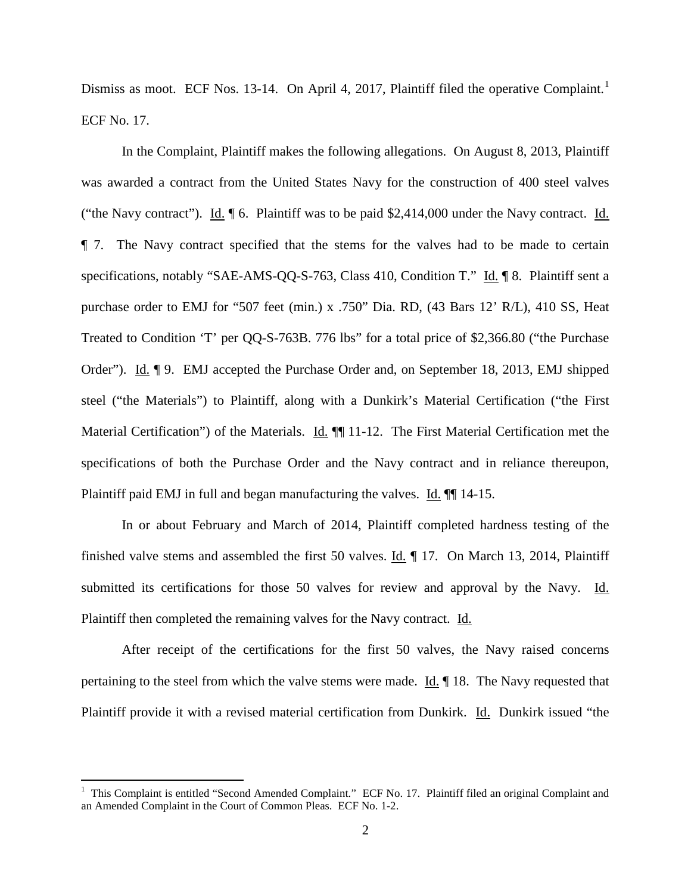Dismiss as moot. ECF Nos. 13-14. On April 4, 2017, Plaintiff filed the operative Complaint.[1] ECF No. 17.

In the Complaint, Plaintiff makes the following allegations. On August 8, 2013, Plaintiff was awarded a contract from the United States Navy for the construction of 400 steel valves ("the Navy contract"). Id. ¶ 6. Plaintiff was to be paid $2,414,000 under the Navy contract. Id. ¶ 7. The Navy contract specified that the stems for the valves had to be made to certain specifications, notably "SAE-AMS-QQ-S-763, Class 410, Condition T." Id. ¶ 8. Plaintiff sent a purchase order to EMJ for "507 feet (min.) x .750" Dia. RD, (43 Bars 12' R/L), 410 SS, Heat Treated to Condition 'T' per QQ-S-763B. 776 lbs" for a total price of $2,366.80 ("the Purchase Order"). Id. ¶ 9. EMJ accepted the Purchase Order and, on September 18, 2013, EMJ shipped steel ("the Materials") to Plaintiff, along with a Dunkirk's Material Certification ("the First Material Certification") of the Materials. Id. ¶¶ 11-12. The First Material Certification met the specifications of both the Purchase Order and the Navy contract and in reliance thereupon, Plaintiff paid EMJ in full and began manufacturing the valves. Id. ¶¶ 14-15.

In or about February and March of 2014, Plaintiff completed hardness testing of the finished valve stems and assembled the first 50 valves. Id. ¶ 17. On March 13, 2014, Plaintiff submitted its certifications for those 50 valves for review and approval by the Navy. Id. Plaintiff then completed the remaining valves for the Navy contract. Id.

After receipt of the certifications for the first 50 valves, the Navy raised concerns pertaining to the steel from which the valve stems were made. Id. ¶ 18. The Navy requested that Plaintiff provide it with a revised material certification from Dunkirk. Id. Dunkirk issued "the

[1] This Complaint is entitled "Second Amended Complaint." ECF No. 17. Plaintiff filed an original Complaint and an Amended Complaint in the Court of Common Pleas. ECF No. 1-2.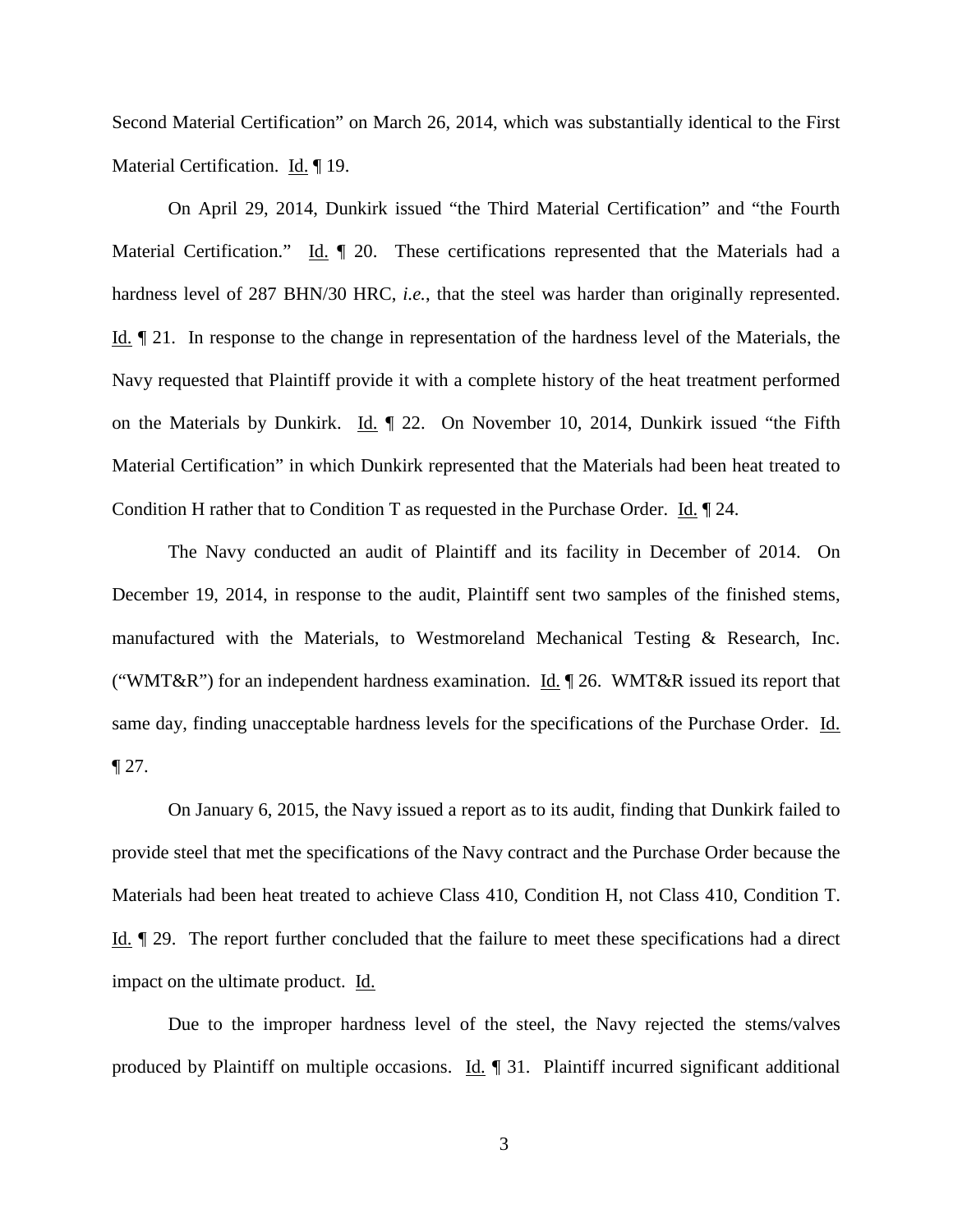Second Material Certification" on March 26, 2014, which was substantially identical to the First Material Certification. Id. ¶ 19.

On April 29, 2014, Dunkirk issued "the Third Material Certification" and "the Fourth Material Certification." Id. ¶ 20. These certifications represented that the Materials had a hardness level of 287 BHN/30 HRC, *i.e.*, that the steel was harder than originally represented. Id. ¶ 21. In response to the change in representation of the hardness level of the Materials, the Navy requested that Plaintiff provide it with a complete history of the heat treatment performed on the Materials by Dunkirk. Id. ¶ 22. On November 10, 2014, Dunkirk issued "the Fifth Material Certification" in which Dunkirk represented that the Materials had been heat treated to Condition H rather that to Condition T as requested in the Purchase Order. Id. ¶ 24.

The Navy conducted an audit of Plaintiff and its facility in December of 2014. On December 19, 2014, in response to the audit, Plaintiff sent two samples of the finished stems, manufactured with the Materials, to Westmoreland Mechanical Testing & Research, Inc. ("WMT&R") for an independent hardness examination. Id. ¶ 26. WMT&R issued its report that same day, finding unacceptable hardness levels for the specifications of the Purchase Order. Id. ¶ 27.

On January 6, 2015, the Navy issued a report as to its audit, finding that Dunkirk failed to provide steel that met the specifications of the Navy contract and the Purchase Order because the Materials had been heat treated to achieve Class 410, Condition H, not Class 410, Condition T. Id. ¶ 29. The report further concluded that the failure to meet these specifications had a direct impact on the ultimate product. Id.

Due to the improper hardness level of the steel, the Navy rejected the stems/valves produced by Plaintiff on multiple occasions. Id. ¶ 31. Plaintiff incurred significant additional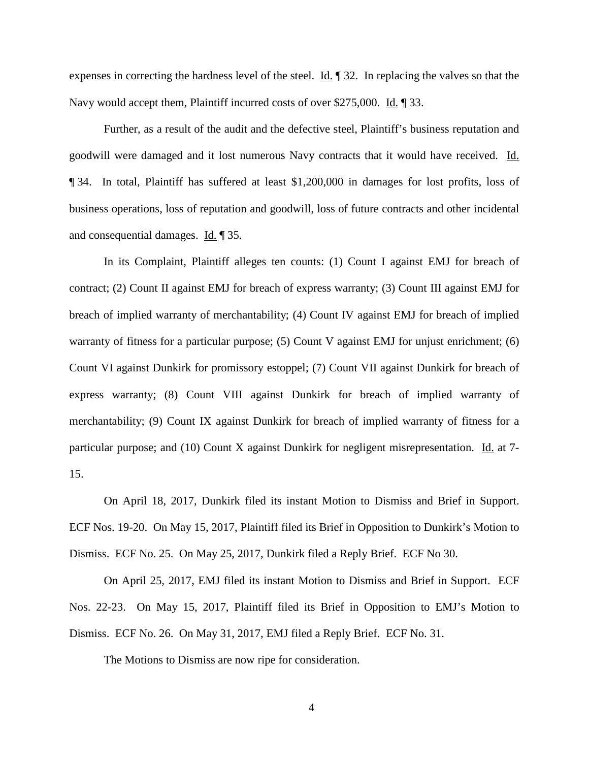expenses in correcting the hardness level of the steel. Id. ¶ 32. In replacing the valves so that the Navy would accept them, Plaintiff incurred costs of over $275,000. Id. ¶ 33.

Further, as a result of the audit and the defective steel, Plaintiff's business reputation and goodwill were damaged and it lost numerous Navy contracts that it would have received. Id. ¶ 34. In total, Plaintiff has suffered at least $1,200,000 in damages for lost profits, loss of business operations, loss of reputation and goodwill, loss of future contracts and other incidental and consequential damages. Id. ¶ 35.

In its Complaint, Plaintiff alleges ten counts: (1) Count I against EMJ for breach of contract; (2) Count II against EMJ for breach of express warranty; (3) Count III against EMJ for breach of implied warranty of merchantability; (4) Count IV against EMJ for breach of implied warranty of fitness for a particular purpose; (5) Count V against EMJ for unjust enrichment; (6) Count VI against Dunkirk for promissory estoppel; (7) Count VII against Dunkirk for breach of express warranty; (8) Count VIII against Dunkirk for breach of implied warranty of merchantability; (9) Count IX against Dunkirk for breach of implied warranty of fitness for a particular purpose; and (10) Count X against Dunkirk for negligent misrepresentation. Id. at 7-15.

On April 18, 2017, Dunkirk filed its instant Motion to Dismiss and Brief in Support. ECF Nos. 19-20. On May 15, 2017, Plaintiff filed its Brief in Opposition to Dunkirk's Motion to Dismiss. ECF No. 25. On May 25, 2017, Dunkirk filed a Reply Brief. ECF No 30.

On April 25, 2017, EMJ filed its instant Motion to Dismiss and Brief in Support. ECF Nos. 22-23. On May 15, 2017, Plaintiff filed its Brief in Opposition to EMJ's Motion to Dismiss. ECF No. 26. On May 31, 2017, EMJ filed a Reply Brief. ECF No. 31.

The Motions to Dismiss are now ripe for consideration.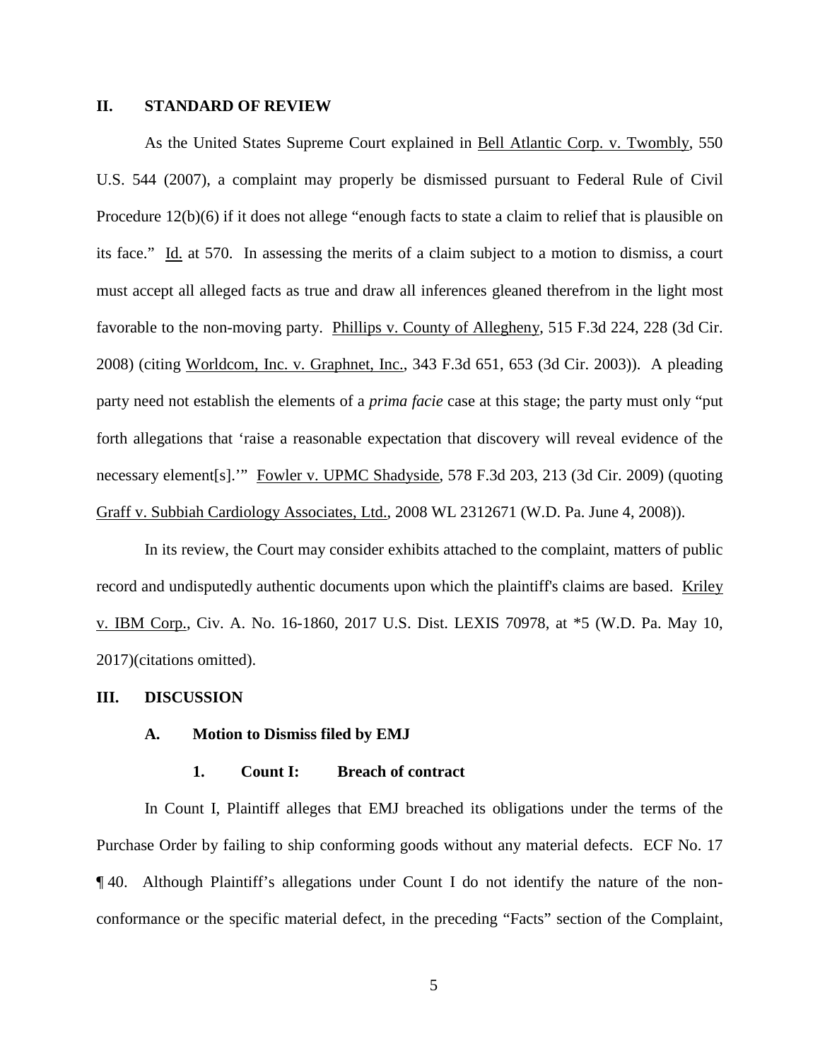## II. STANDARD OF REVIEW

As the United States Supreme Court explained in Bell Atlantic Corp. v. Twombly, 550 U.S. 544 (2007), a complaint may properly be dismissed pursuant to Federal Rule of Civil Procedure 12(b)(6) if it does not allege "enough facts to state a claim to relief that is plausible on its face." Id. at 570. In assessing the merits of a claim subject to a motion to dismiss, a court must accept all alleged facts as true and draw all inferences gleaned therefrom in the light most favorable to the non-moving party. Phillips v. County of Allegheny, 515 F.3d 224, 228 (3d Cir. 2008) (citing Worldcom, Inc. v. Graphnet, Inc., 343 F.3d 651, 653 (3d Cir. 2003)). A pleading party need not establish the elements of a *prima facie* case at this stage; the party must only "put forth allegations that 'raise a reasonable expectation that discovery will reveal evidence of the necessary element[s].'" Fowler v. UPMC Shadyside, 578 F.3d 203, 213 (3d Cir. 2009) (quoting Graff v. Subbiah Cardiology Associates, Ltd., 2008 WL 2312671 (W.D. Pa. June 4, 2008)).

In its review, the Court may consider exhibits attached to the complaint, matters of public record and undisputedly authentic documents upon which the plaintiff's claims are based. Kriley v. IBM Corp., Civ. A. No. 16-1860, 2017 U.S. Dist. LEXIS 70978, at *5 (W.D. Pa. May 10, 2017)(citations omitted).

## III. DISCUSSION

### A. Motion to Dismiss filed by EMJ

#### 1. Count I: Breach of contract

In Count I, Plaintiff alleges that EMJ breached its obligations under the terms of the Purchase Order by failing to ship conforming goods without any material defects. ECF No. 17 ¶ 40. Although Plaintiff's allegations under Count I do not identify the nature of the non-conformance or the specific material defect, in the preceding "Facts" section of the Complaint,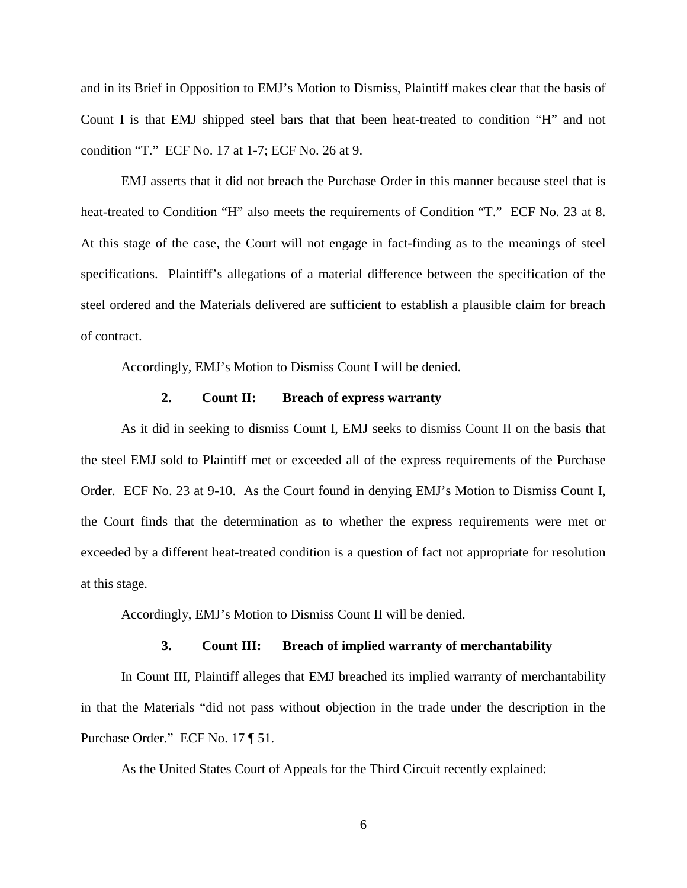and in its Brief in Opposition to EMJ's Motion to Dismiss, Plaintiff makes clear that the basis of Count I is that EMJ shipped steel bars that that been heat-treated to condition "H" and not condition "T." ECF No. 17 at 1-7; ECF No. 26 at 9.

EMJ asserts that it did not breach the Purchase Order in this manner because steel that is heat-treated to Condition "H" also meets the requirements of Condition "T." ECF No. 23 at 8. At this stage of the case, the Court will not engage in fact-finding as to the meanings of steel specifications. Plaintiff's allegations of a material difference between the specification of the steel ordered and the Materials delivered are sufficient to establish a plausible claim for breach of contract.

Accordingly, EMJ's Motion to Dismiss Count I will be denied.

**2. Count II: Breach of express warranty**

As it did in seeking to dismiss Count I, EMJ seeks to dismiss Count II on the basis that the steel EMJ sold to Plaintiff met or exceeded all of the express requirements of the Purchase Order. ECF No. 23 at 9-10. As the Court found in denying EMJ's Motion to Dismiss Count I, the Court finds that the determination as to whether the express requirements were met or exceeded by a different heat-treated condition is a question of fact not appropriate for resolution at this stage.

Accordingly, EMJ's Motion to Dismiss Count II will be denied.

**3. Count III: Breach of implied warranty of merchantability**

In Count III, Plaintiff alleges that EMJ breached its implied warranty of merchantability in that the Materials "did not pass without objection in the trade under the description in the Purchase Order." ECF No. 17 ¶ 51.

As the United States Court of Appeals for the Third Circuit recently explained: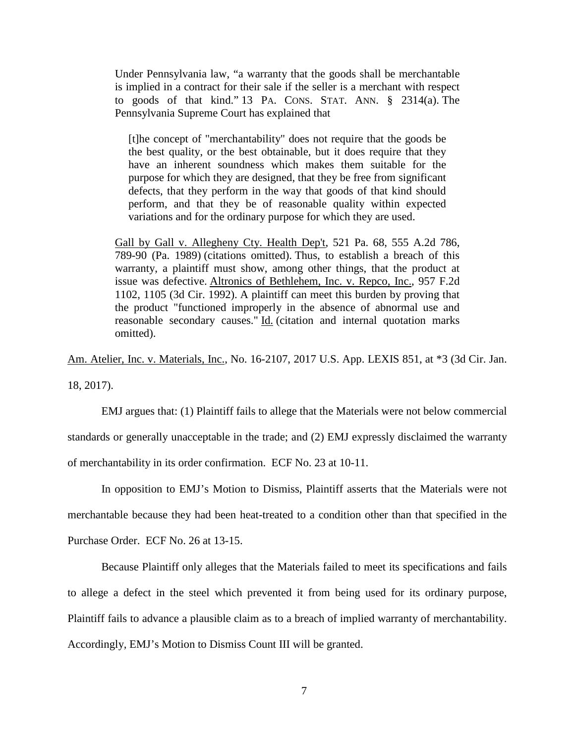> Under Pennsylvania law, "a warranty that the goods shall be merchantable is implied in a contract for their sale if the seller is a merchant with respect to goods of that kind." 13 PA. CONS. STAT. ANN. § 2314(a). The Pennsylvania Supreme Court has explained that
>
> > [t]he concept of "merchantability" does not require that the goods be the best quality, or the best obtainable, but it does require that they have an inherent soundness which makes them suitable for the purpose for which they are designed, that they be free from significant defects, that they perform in the way that goods of that kind should perform, and that they be of reasonable quality within expected variations and for the ordinary purpose for which they are used.
>
> Gall by Gall v. Allegheny Cty. Health Dep't, 521 Pa. 68, 555 A.2d 786, 789-90 (Pa. 1989) (citations omitted). Thus, to establish a breach of this warranty, a plaintiff must show, among other things, that the product at issue was defective. Altronics of Bethlehem, Inc. v. Repco, Inc., 957 F.2d 1102, 1105 (3d Cir. 1992). A plaintiff can meet this burden by proving that the product "functioned improperly in the absence of abnormal use and reasonable secondary causes." Id. (citation and internal quotation marks omitted).

Am. Atelier, Inc. v. Materials, Inc., No. 16-2107, 2017 U.S. App. LEXIS 851, at *3 (3d Cir. Jan. 18, 2017).

EMJ argues that: (1) Plaintiff fails to allege that the Materials were not below commercial standards or generally unacceptable in the trade; and (2) EMJ expressly disclaimed the warranty of merchantability in its order confirmation. ECF No. 23 at 10-11.

In opposition to EMJ's Motion to Dismiss, Plaintiff asserts that the Materials were not merchantable because they had been heat-treated to a condition other than that specified in the Purchase Order. ECF No. 26 at 13-15.

Because Plaintiff only alleges that the Materials failed to meet its specifications and fails to allege a defect in the steel which prevented it from being used for its ordinary purpose, Plaintiff fails to advance a plausible claim as to a breach of implied warranty of merchantability. Accordingly, EMJ's Motion to Dismiss Count III will be granted.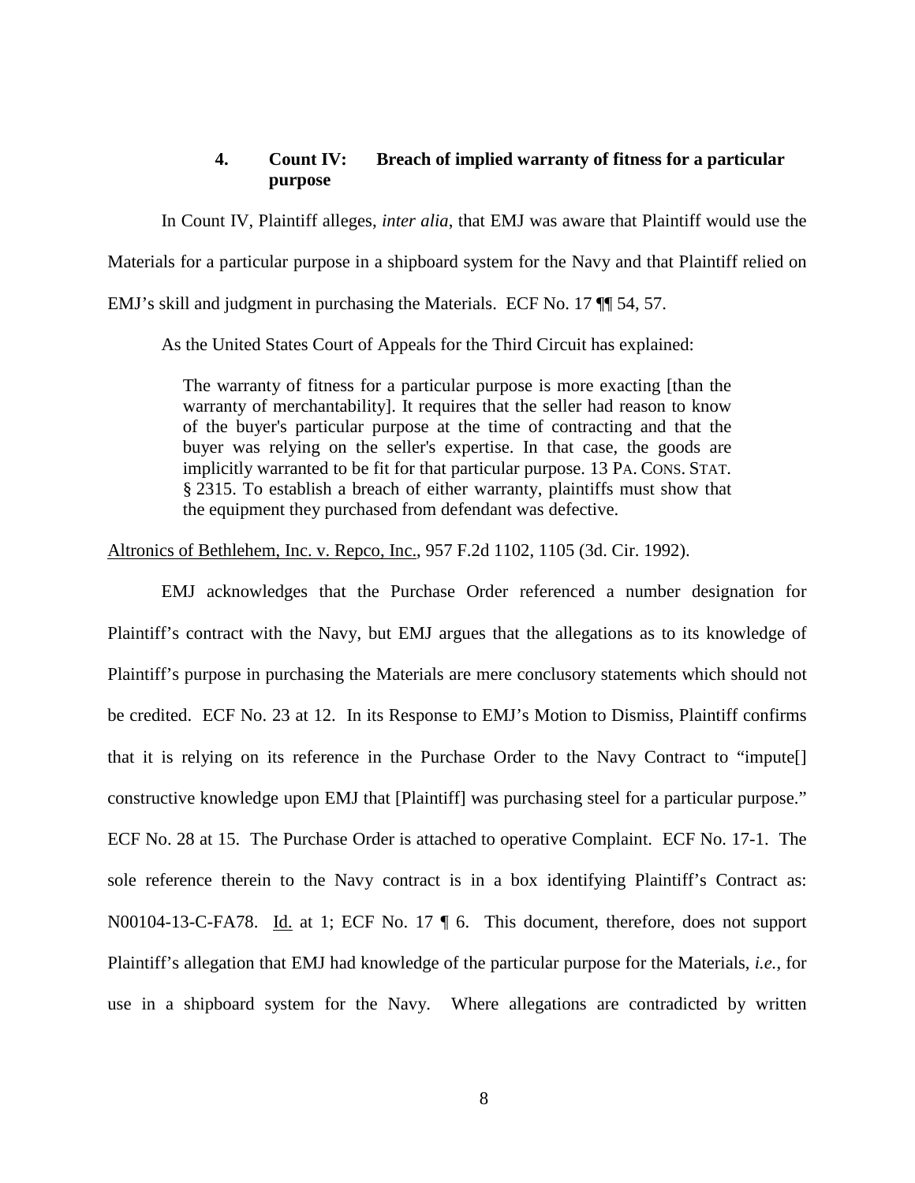#### 4. Count IV: Breach of implied warranty of fitness for a particular purpose

In Count IV, Plaintiff alleges, *inter alia*, that EMJ was aware that Plaintiff would use the Materials for a particular purpose in a shipboard system for the Navy and that Plaintiff relied on EMJ's skill and judgment in purchasing the Materials. ECF No. 17 ¶¶ 54, 57.

As the United States Court of Appeals for the Third Circuit has explained:

> The warranty of fitness for a particular purpose is more exacting [than the warranty of merchantability]. It requires that the seller had reason to know of the buyer's particular purpose at the time of contracting and that the buyer was relying on the seller's expertise. In that case, the goods are implicitly warranted to be fit for that particular purpose. 13 PA. CONS. STAT. § 2315. To establish a breach of either warranty, plaintiffs must show that the equipment they purchased from defendant was defective.

Altronics of Bethlehem, Inc. v. Repco, Inc., 957 F.2d 1102, 1105 (3d. Cir. 1992).

EMJ acknowledges that the Purchase Order referenced a number designation for Plaintiff's contract with the Navy, but EMJ argues that the allegations as to its knowledge of Plaintiff's purpose in purchasing the Materials are mere conclusory statements which should not be credited. ECF No. 23 at 12. In its Response to EMJ's Motion to Dismiss, Plaintiff confirms that it is relying on its reference in the Purchase Order to the Navy Contract to "impute[] constructive knowledge upon EMJ that [Plaintiff] was purchasing steel for a particular purpose." ECF No. 28 at 15. The Purchase Order is attached to operative Complaint. ECF No. 17-1. The sole reference therein to the Navy contract is in a box identifying Plaintiff's Contract as: N00104-13-C-FA78. Id. at 1; ECF No. 17 ¶ 6. This document, therefore, does not support Plaintiff's allegation that EMJ had knowledge of the particular purpose for the Materials, *i.e.*, for use in a shipboard system for the Navy. Where allegations are contradicted by written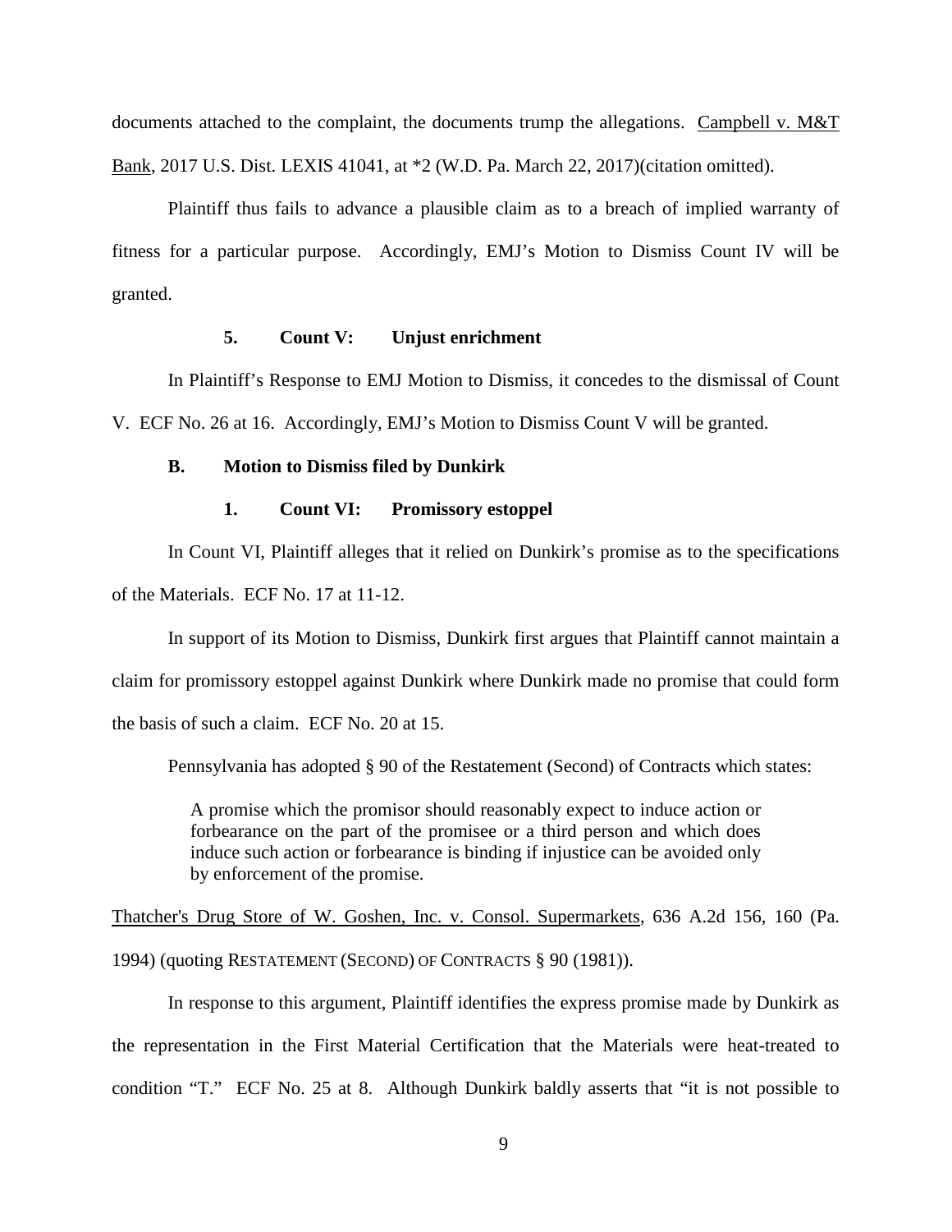documents attached to the complaint, the documents trump the allegations. Campbell v. M&T Bank, 2017 U.S. Dist. LEXIS 41041, at *2 (W.D. Pa. March 22, 2017)(citation omitted).

Plaintiff thus fails to advance a plausible claim as to a breach of implied warranty of fitness for a particular purpose. Accordingly, EMJ's Motion to Dismiss Count IV will be granted.

#### 5. Count V: Unjust enrichment

In Plaintiff's Response to EMJ Motion to Dismiss, it concedes to the dismissal of Count V. ECF No. 26 at 16. Accordingly, EMJ's Motion to Dismiss Count V will be granted.

### B. Motion to Dismiss filed by Dunkirk

#### 1. Count VI: Promissory estoppel

In Count VI, Plaintiff alleges that it relied on Dunkirk's promise as to the specifications of the Materials. ECF No. 17 at 11-12.

In support of its Motion to Dismiss, Dunkirk first argues that Plaintiff cannot maintain a claim for promissory estoppel against Dunkirk where Dunkirk made no promise that could form the basis of such a claim. ECF No. 20 at 15.

Pennsylvania has adopted § 90 of the Restatement (Second) of Contracts which states:

> A promise which the promisor should reasonably expect to induce action or forbearance on the part of the promisee or a third person and which does induce such action or forbearance is binding if injustice can be avoided only by enforcement of the promise.

Thatcher's Drug Store of W. Goshen, Inc. v. Consol. Supermarkets, 636 A.2d 156, 160 (Pa. 1994) (quoting RESTATEMENT (SECOND) OF CONTRACTS § 90 (1981)).

In response to this argument, Plaintiff identifies the express promise made by Dunkirk as the representation in the First Material Certification that the Materials were heat-treated to condition "T." ECF No. 25 at 8. Although Dunkirk baldly asserts that "it is not possible to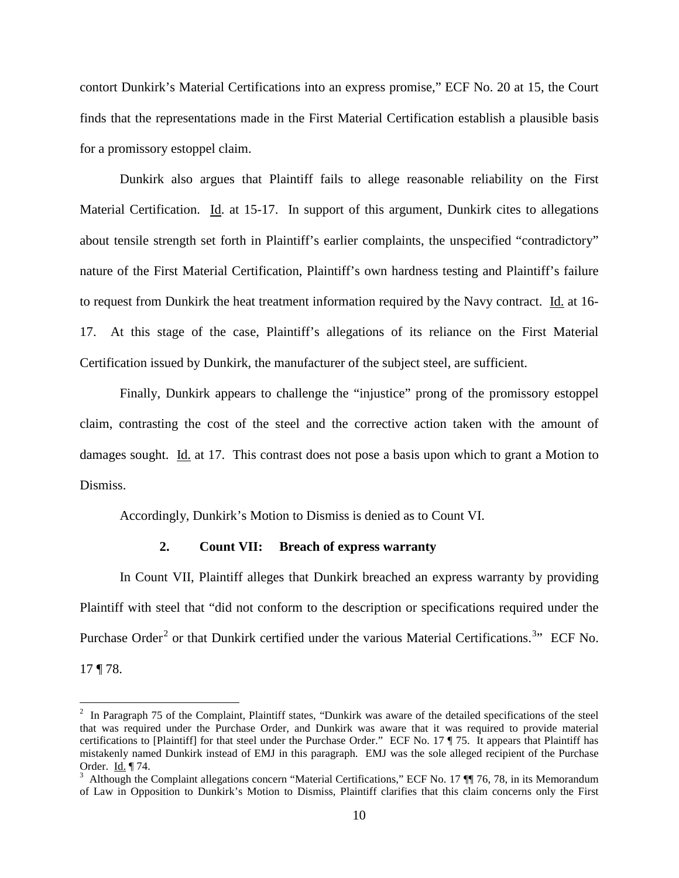contort Dunkirk's Material Certifications into an express promise," ECF No. 20 at 15, the Court finds that the representations made in the First Material Certification establish a plausible basis for a promissory estoppel claim.

Dunkirk also argues that Plaintiff fails to allege reasonable reliability on the First Material Certification. Id. at 15-17. In support of this argument, Dunkirk cites to allegations about tensile strength set forth in Plaintiff's earlier complaints, the unspecified "contradictory" nature of the First Material Certification, Plaintiff's own hardness testing and Plaintiff's failure to request from Dunkirk the heat treatment information required by the Navy contract. Id. at 16-17. At this stage of the case, Plaintiff's allegations of its reliance on the First Material Certification issued by Dunkirk, the manufacturer of the subject steel, are sufficient.

Finally, Dunkirk appears to challenge the "injustice" prong of the promissory estoppel claim, contrasting the cost of the steel and the corrective action taken with the amount of damages sought. Id. at 17. This contrast does not pose a basis upon which to grant a Motion to Dismiss.

Accordingly, Dunkirk's Motion to Dismiss is denied as to Count VI.

### 2. Count VII: Breach of express warranty

In Count VII, Plaintiff alleges that Dunkirk breached an express warranty by providing Plaintiff with steel that "did not conform to the description or specifications required under the Purchase Order[2] or that Dunkirk certified under the various Material Certifications.[3]" ECF No. 17 ¶ 78.

---

[2] In Paragraph 75 of the Complaint, Plaintiff states, "Dunkirk was aware of the detailed specifications of the steel that was required under the Purchase Order, and Dunkirk was aware that it was required to provide material certifications to [Plaintiff] for that steel under the Purchase Order." ECF No. 17 ¶ 75. It appears that Plaintiff has mistakenly named Dunkirk instead of EMJ in this paragraph. EMJ was the sole alleged recipient of the Purchase Order. Id. ¶ 74.

[3] Although the Complaint allegations concern "Material Certifications," ECF No. 17 ¶¶ 76, 78, in its Memorandum of Law in Opposition to Dunkirk's Motion to Dismiss, Plaintiff clarifies that this claim concerns only the First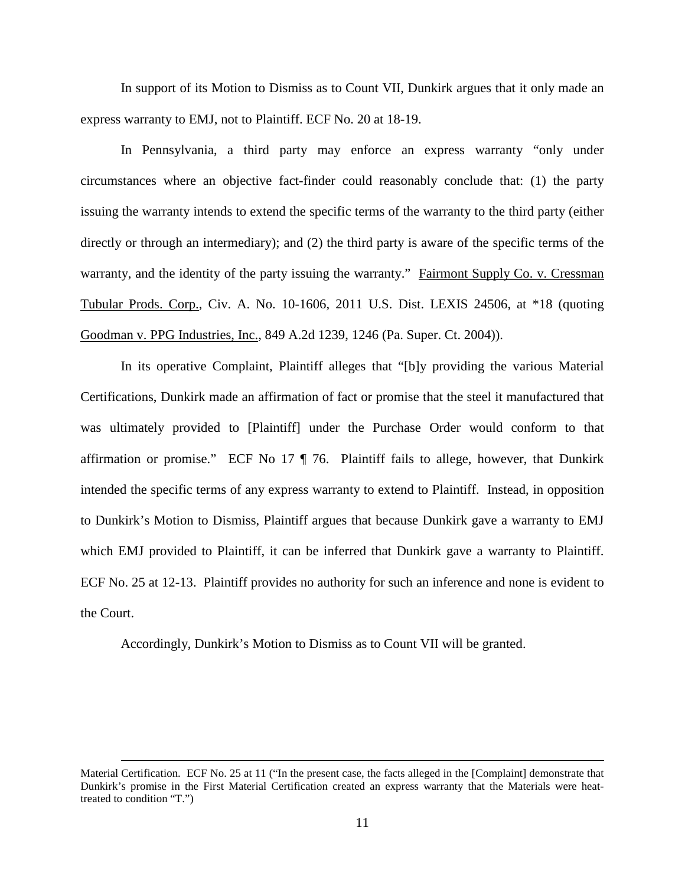In support of its Motion to Dismiss as to Count VII, Dunkirk argues that it only made an express warranty to EMJ, not to Plaintiff. ECF No. 20 at 18-19.

In Pennsylvania, a third party may enforce an express warranty "only under circumstances where an objective fact-finder could reasonably conclude that: (1) the party issuing the warranty intends to extend the specific terms of the warranty to the third party (either directly or through an intermediary); and (2) the third party is aware of the specific terms of the warranty, and the identity of the party issuing the warranty." Fairmont Supply Co. v. Cressman Tubular Prods. Corp., Civ. A. No. 10-1606, 2011 U.S. Dist. LEXIS 24506, at *18 (quoting Goodman v. PPG Industries, Inc., 849 A.2d 1239, 1246 (Pa. Super. Ct. 2004)).

In its operative Complaint, Plaintiff alleges that "[b]y providing the various Material Certifications, Dunkirk made an affirmation of fact or promise that the steel it manufactured that was ultimately provided to [Plaintiff] under the Purchase Order would conform to that affirmation or promise." ECF No 17 ¶ 76. Plaintiff fails to allege, however, that Dunkirk intended the specific terms of any express warranty to extend to Plaintiff. Instead, in opposition to Dunkirk's Motion to Dismiss, Plaintiff argues that because Dunkirk gave a warranty to EMJ which EMJ provided to Plaintiff, it can be inferred that Dunkirk gave a warranty to Plaintiff. ECF No. 25 at 12-13. Plaintiff provides no authority for such an inference and none is evident to the Court.

Accordingly, Dunkirk's Motion to Dismiss as to Count VII will be granted.

---

Material Certification. ECF No. 25 at 11 ("In the present case, the facts alleged in the [Complaint] demonstrate that Dunkirk's promise in the First Material Certification created an express warranty that the Materials were heat-treated to condition "T.")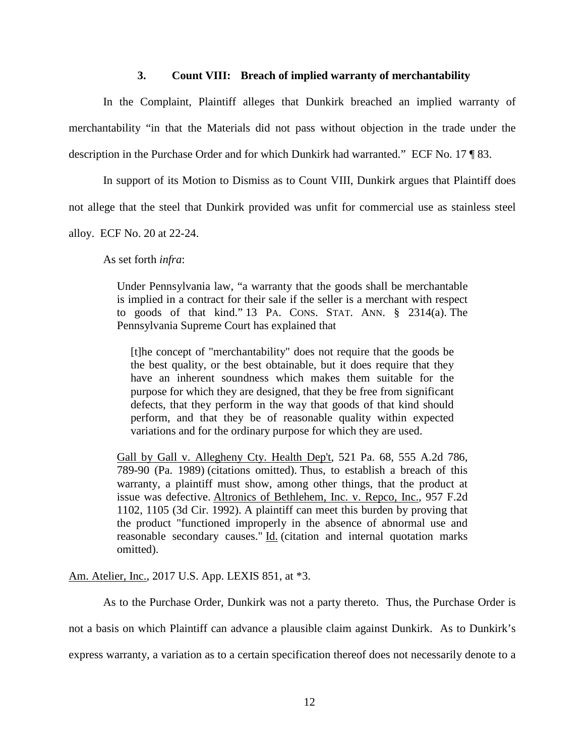### 3. Count VIII: Breach of implied warranty of merchantability

In the Complaint, Plaintiff alleges that Dunkirk breached an implied warranty of merchantability "in that the Materials did not pass without objection in the trade under the description in the Purchase Order and for which Dunkirk had warranted." ECF No. 17 ¶ 83.

In support of its Motion to Dismiss as to Count VIII, Dunkirk argues that Plaintiff does not allege that the steel that Dunkirk provided was unfit for commercial use as stainless steel alloy. ECF No. 20 at 22-24.

As set forth *infra*:

> Under Pennsylvania law, "a warranty that the goods shall be merchantable is implied in a contract for their sale if the seller is a merchant with respect to goods of that kind." 13 PA. CONS. STAT. ANN. § 2314(a). The Pennsylvania Supreme Court has explained that
>
> > [t]he concept of "merchantability" does not require that the goods be the best quality, or the best obtainable, but it does require that they have an inherent soundness which makes them suitable for the purpose for which they are designed, that they be free from significant defects, that they perform in the way that goods of that kind should perform, and that they be of reasonable quality within expected variations and for the ordinary purpose for which they are used.
>
> Gall by Gall v. Allegheny Cty. Health Dep't, 521 Pa. 68, 555 A.2d 786, 789-90 (Pa. 1989) (citations omitted). Thus, to establish a breach of this warranty, a plaintiff must show, among other things, that the product at issue was defective. Altronics of Bethlehem, Inc. v. Repco, Inc., 957 F.2d 1102, 1105 (3d Cir. 1992). A plaintiff can meet this burden by proving that the product "functioned improperly in the absence of abnormal use and reasonable secondary causes." Id. (citation and internal quotation marks omitted).

Am. Atelier, Inc., 2017 U.S. App. LEXIS 851, at *3.

As to the Purchase Order, Dunkirk was not a party thereto. Thus, the Purchase Order is not a basis on which Plaintiff can advance a plausible claim against Dunkirk. As to Dunkirk's express warranty, a variation as to a certain specification thereof does not necessarily denote to a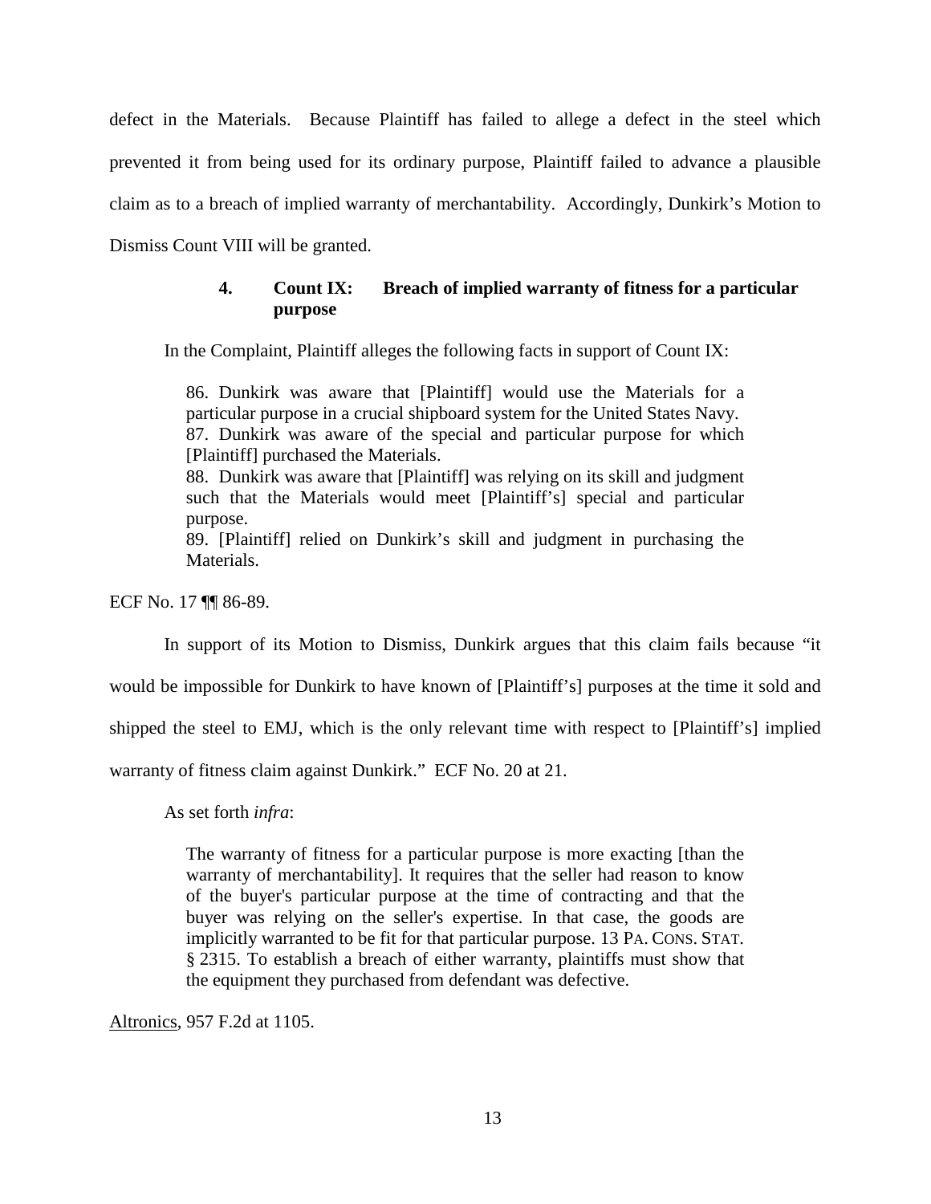defect in the Materials. Because Plaintiff has failed to allege a defect in the steel which prevented it from being used for its ordinary purpose, Plaintiff failed to advance a plausible claim as to a breach of implied warranty of merchantability. Accordingly, Dunkirk's Motion to Dismiss Count VIII will be granted.

#### 4. Count IX: Breach of implied warranty of fitness for a particular purpose

In the Complaint, Plaintiff alleges the following facts in support of Count IX:

> 86. Dunkirk was aware that [Plaintiff] would use the Materials for a particular purpose in a crucial shipboard system for the United States Navy.
> 87. Dunkirk was aware of the special and particular purpose for which [Plaintiff] purchased the Materials.
> 88. Dunkirk was aware that [Plaintiff] was relying on its skill and judgment such that the Materials would meet [Plaintiff's] special and particular purpose.
> 89. [Plaintiff] relied on Dunkirk's skill and judgment in purchasing the Materials.

ECF No. 17 ¶¶ 86-89.

In support of its Motion to Dismiss, Dunkirk argues that this claim fails because "it would be impossible for Dunkirk to have known of [Plaintiff's] purposes at the time it sold and shipped the steel to EMJ, which is the only relevant time with respect to [Plaintiff's] implied warranty of fitness claim against Dunkirk." ECF No. 20 at 21.

As set forth *infra*:

> The warranty of fitness for a particular purpose is more exacting [than the warranty of merchantability]. It requires that the seller had reason to know of the buyer's particular purpose at the time of contracting and that the buyer was relying on the seller's expertise. In that case, the goods are implicitly warranted to be fit for that particular purpose. 13 PA. CONS. STAT. § 2315. To establish a breach of either warranty, plaintiffs must show that the equipment they purchased from defendant was defective.

Altronics, 957 F.2d at 1105.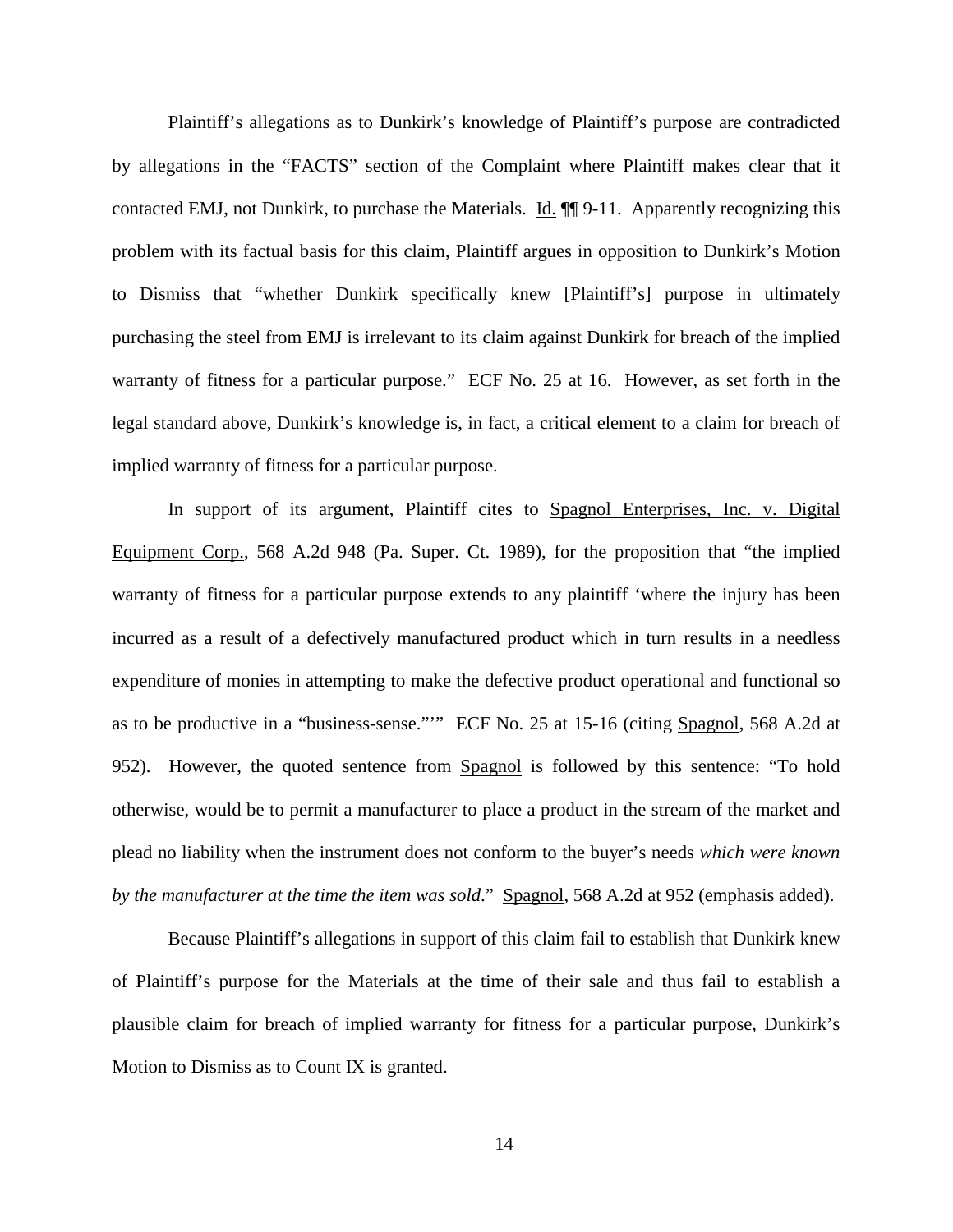Plaintiff's allegations as to Dunkirk's knowledge of Plaintiff's purpose are contradicted by allegations in the "FACTS" section of the Complaint where Plaintiff makes clear that it contacted EMJ, not Dunkirk, to purchase the Materials. Id. ¶¶ 9-11. Apparently recognizing this problem with its factual basis for this claim, Plaintiff argues in opposition to Dunkirk's Motion to Dismiss that "whether Dunkirk specifically knew [Plaintiff's] purpose in ultimately purchasing the steel from EMJ is irrelevant to its claim against Dunkirk for breach of the implied warranty of fitness for a particular purpose." ECF No. 25 at 16. However, as set forth in the legal standard above, Dunkirk's knowledge is, in fact, a critical element to a claim for breach of implied warranty of fitness for a particular purpose.

In support of its argument, Plaintiff cites to Spagnol Enterprises, Inc. v. Digital Equipment Corp., 568 A.2d 948 (Pa. Super. Ct. 1989), for the proposition that "the implied warranty of fitness for a particular purpose extends to any plaintiff 'where the injury has been incurred as a result of a defectively manufactured product which in turn results in a needless expenditure of monies in attempting to make the defective product operational and functional so as to be productive in a "business-sense."'" ECF No. 25 at 15-16 (citing Spagnol, 568 A.2d at 952). However, the quoted sentence from Spagnol is followed by this sentence: "To hold otherwise, would be to permit a manufacturer to place a product in the stream of the market and plead no liability when the instrument does not conform to the buyer's needs *which were known by the manufacturer at the time the item was sold*." Spagnol, 568 A.2d at 952 (emphasis added).

Because Plaintiff's allegations in support of this claim fail to establish that Dunkirk knew of Plaintiff's purpose for the Materials at the time of their sale and thus fail to establish a plausible claim for breach of implied warranty for fitness for a particular purpose, Dunkirk's Motion to Dismiss as to Count IX is granted.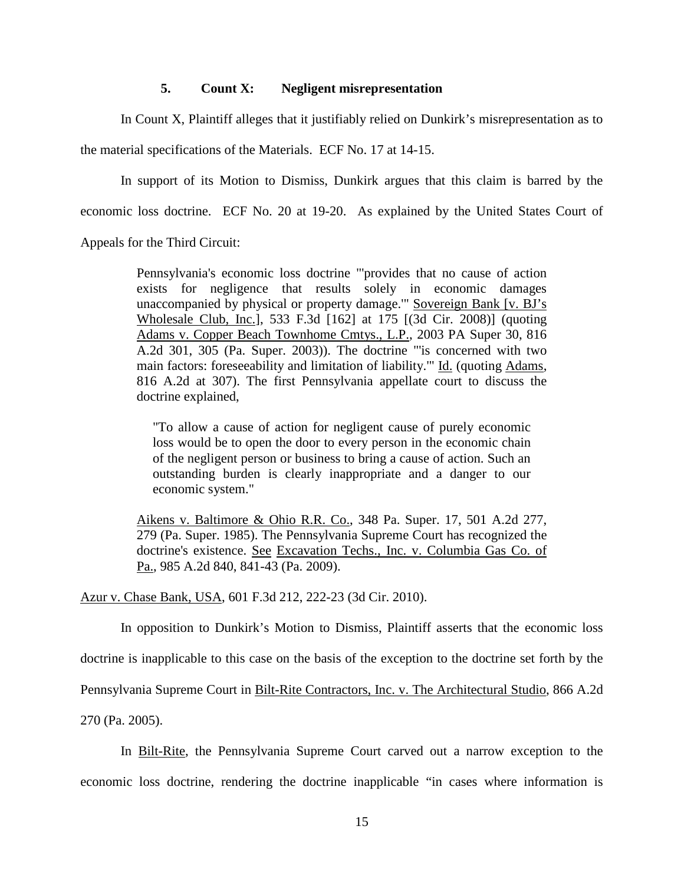### 5. Count X: Negligent misrepresentation

In Count X, Plaintiff alleges that it justifiably relied on Dunkirk's misrepresentation as to the material specifications of the Materials. ECF No. 17 at 14-15.

In support of its Motion to Dismiss, Dunkirk argues that this claim is barred by the economic loss doctrine. ECF No. 20 at 19-20. As explained by the United States Court of Appeals for the Third Circuit:

> Pennsylvania's economic loss doctrine "'provides that no cause of action exists for negligence that results solely in economic damages unaccompanied by physical or property damage.'" Sovereign Bank [v. BJ's Wholesale Club, Inc.], 533 F.3d [162] at 175 [(3d Cir. 2008)] (quoting Adams v. Copper Beach Townhome Cmtys., L.P., 2003 PA Super 30, 816 A.2d 301, 305 (Pa. Super. 2003)). The doctrine "'is concerned with two main factors: foreseeability and limitation of liability.'" Id. (quoting Adams, 816 A.2d at 307). The first Pennsylvania appellate court to discuss the doctrine explained,
>
> > "To allow a cause of action for negligent cause of purely economic loss would be to open the door to every person in the economic chain of the negligent person or business to bring a cause of action. Such an outstanding burden is clearly inappropriate and a danger to our economic system."
>
> Aikens v. Baltimore & Ohio R.R. Co., 348 Pa. Super. 17, 501 A.2d 277, 279 (Pa. Super. 1985). The Pennsylvania Supreme Court has recognized the doctrine's existence. See Excavation Techs., Inc. v. Columbia Gas Co. of Pa., 985 A.2d 840, 841-43 (Pa. 2009).

Azur v. Chase Bank, USA, 601 F.3d 212, 222-23 (3d Cir. 2010).

In opposition to Dunkirk's Motion to Dismiss, Plaintiff asserts that the economic loss doctrine is inapplicable to this case on the basis of the exception to the doctrine set forth by the Pennsylvania Supreme Court in Bilt-Rite Contractors, Inc. v. The Architectural Studio, 866 A.2d 270 (Pa. 2005).

In Bilt-Rite, the Pennsylvania Supreme Court carved out a narrow exception to the economic loss doctrine, rendering the doctrine inapplicable "in cases where information is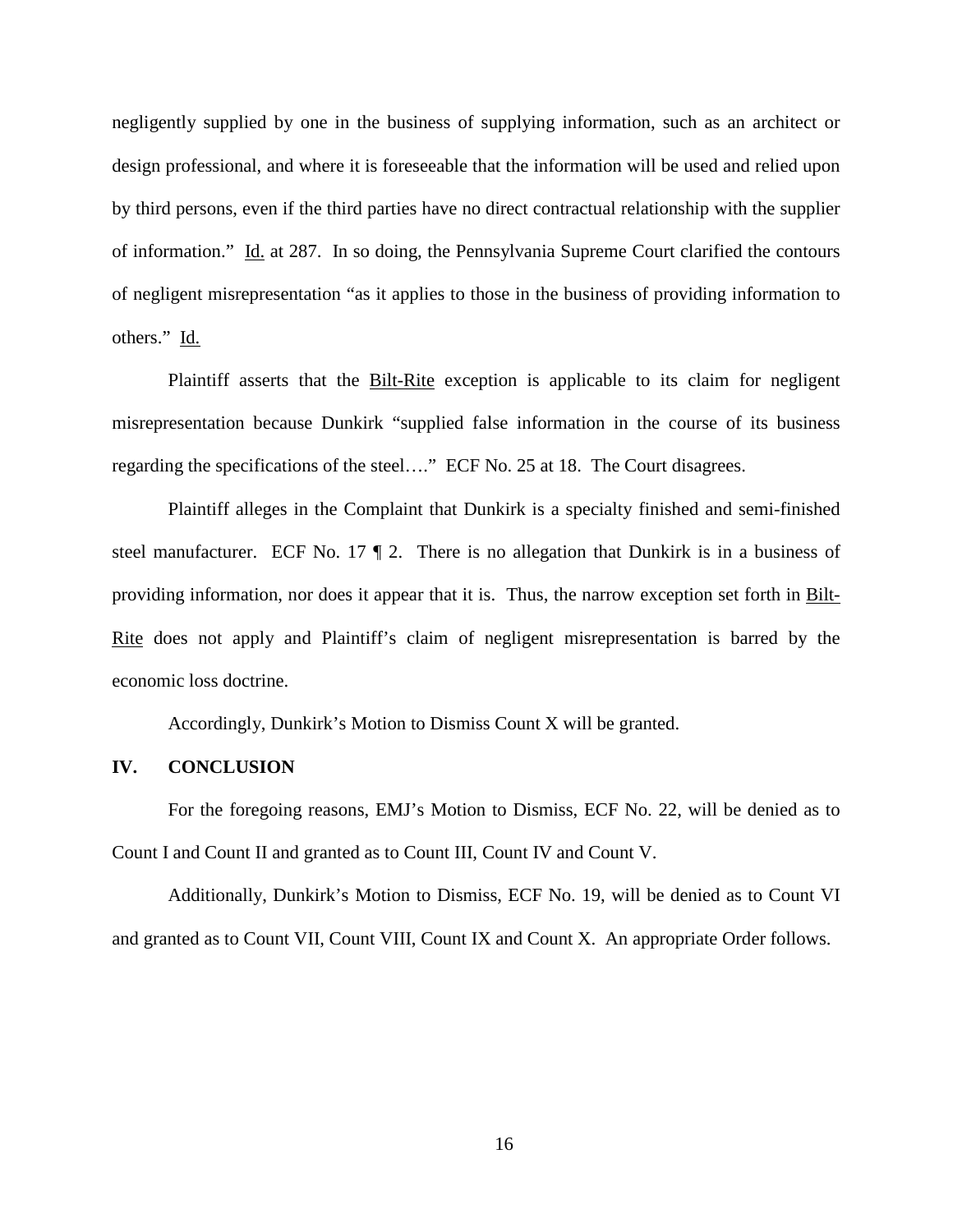negligently supplied by one in the business of supplying information, such as an architect or design professional, and where it is foreseeable that the information will be used and relied upon by third persons, even if the third parties have no direct contractual relationship with the supplier of information." Id. at 287. In so doing, the Pennsylvania Supreme Court clarified the contours of negligent misrepresentation "as it applies to those in the business of providing information to others." Id.

Plaintiff asserts that the Bilt-Rite exception is applicable to its claim for negligent misrepresentation because Dunkirk "supplied false information in the course of its business regarding the specifications of the steel…." ECF No. 25 at 18. The Court disagrees.

Plaintiff alleges in the Complaint that Dunkirk is a specialty finished and semi-finished steel manufacturer. ECF No. 17 ¶ 2. There is no allegation that Dunkirk is in a business of providing information, nor does it appear that it is. Thus, the narrow exception set forth in Bilt-Rite does not apply and Plaintiff's claim of negligent misrepresentation is barred by the economic loss doctrine.

Accordingly, Dunkirk's Motion to Dismiss Count X will be granted.

## IV. CONCLUSION

For the foregoing reasons, EMJ's Motion to Dismiss, ECF No. 22, will be denied as to Count I and Count II and granted as to Count III, Count IV and Count V.

Additionally, Dunkirk's Motion to Dismiss, ECF No. 19, will be denied as to Count VI and granted as to Count VII, Count VIII, Count IX and Count X. An appropriate Order follows.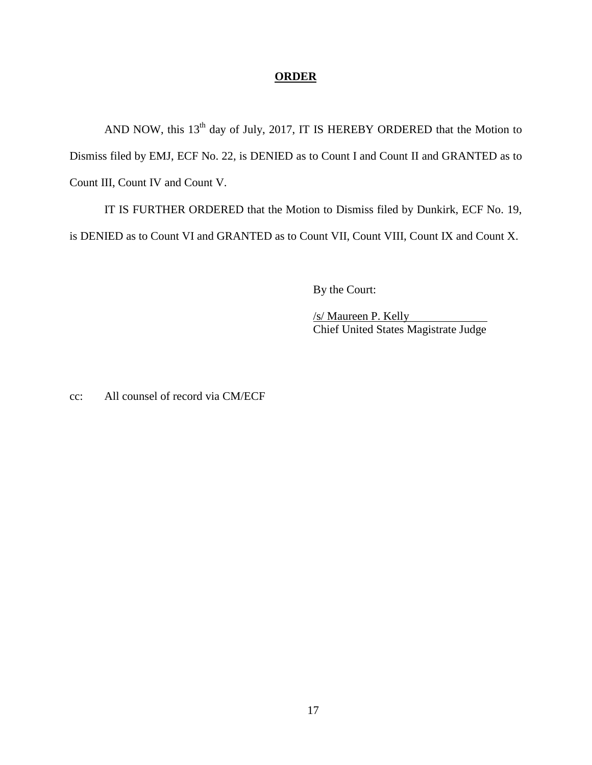**ORDER**

AND NOW, this 13th day of July, 2017, IT IS HEREBY ORDERED that the Motion to Dismiss filed by EMJ, ECF No. 22, is DENIED as to Count I and Count II and GRANTED as to Count III, Count IV and Count V.

IT IS FURTHER ORDERED that the Motion to Dismiss filed by Dunkirk, ECF No. 19, is DENIED as to Count VI and GRANTED as to Count VII, Count VIII, Count IX and Count X.

By the Court:

/s/ Maureen P. Kelly
Chief United States Magistrate Judge

cc: All counsel of record via CM/ECF